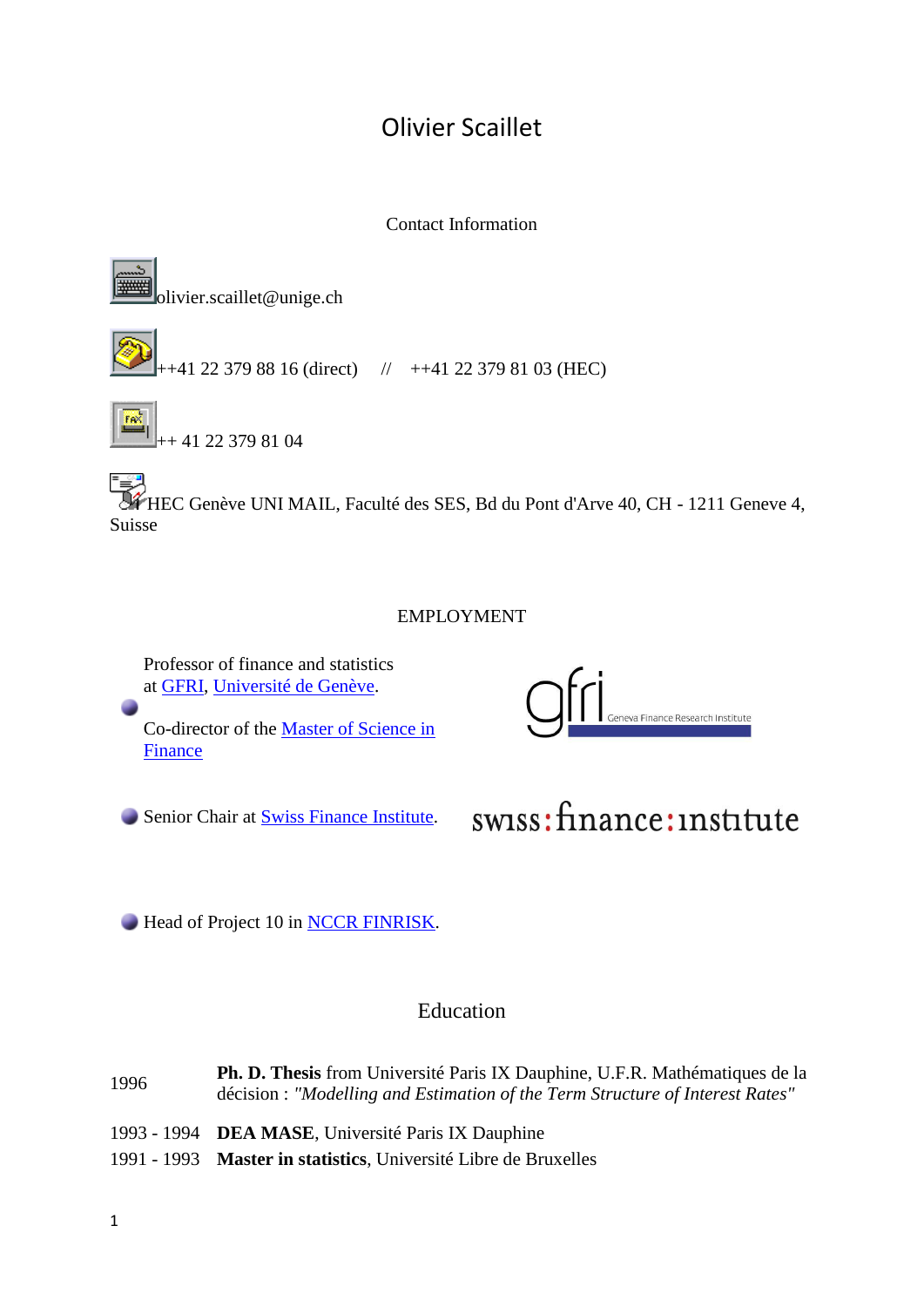# Olivier Scaillet

## Contact Information

olivier.scaillet@unige.ch

++41 22 379 88 16 (direct) // ++41 22 379 81 03 (HEC)

++ 41 22 379 81 04

HEC Genève UNI MAIL, Faculté des SES, Bd du Pont d'Arve 40, CH - 1211 Geneve 4, Suisse

## EMPLOYMENT

- Professor of finance and statistics at GFRI, Université de Genève.

  Co-director of the Master of Science in Finance

- Senior Chair at Swiss Finance Institute.

- Head of Project 10 in NCCR FINRISK.

## Education

| | |
|---|---|
| 1996 | **Ph. D. Thesis** from Université Paris IX Dauphine, U.F.R. Mathématiques de la décision : *"Modelling and Estimation of the Term Structure of Interest Rates"* |
| 1993 - 1994 | **DEA MASE**, Université Paris IX Dauphine |
| 1991 - 1993 | **Master in statistics**, Université Libre de Bruxelles |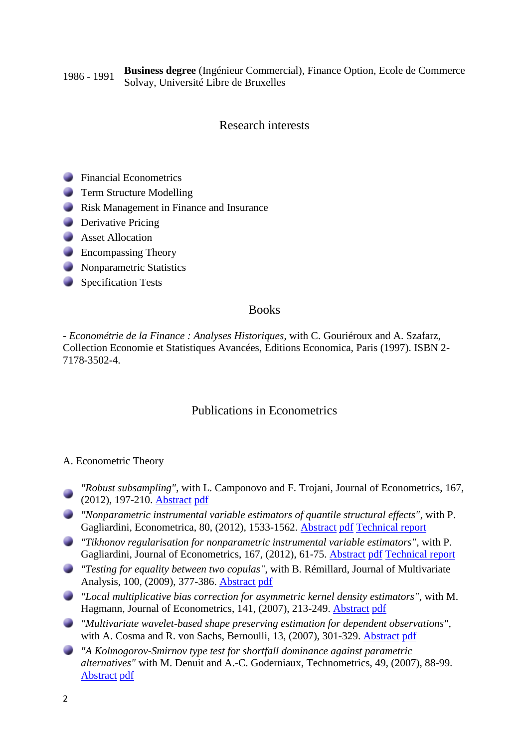1986 - 1991 **Business degree** (Ingénieur Commercial), Finance Option, Ecole de Commerce Solvay, Université Libre de Bruxelles

## Research interests

- Financial Econometrics
- Term Structure Modelling
- Risk Management in Finance and Insurance
- Derivative Pricing
- Asset Allocation
- Encompassing Theory
- Nonparametric Statistics
- Specification Tests

## Books

- *Econométrie de la Finance : Analyses Historiques*, with C. Gouriéroux and A. Szafarz, Collection Economie et Statistiques Avancées, Editions Economica, Paris (1997). ISBN 2-7178-3502-4.

## Publications in Econometrics

### A. Econometric Theory

- *"Robust subsampling"*, with L. Camponovo and F. Trojani, Journal of Econometrics, 167, (2012), 197-210. Abstract pdf
- *"Nonparametric instrumental variable estimators of quantile structural effects"*, with P. Gagliardini, Econometrica, 80, (2012), 1533-1562. Abstract pdf Technical report
- *"Tikhonov regularisation for nonparametric instrumental variable estimators"*, with P. Gagliardini, Journal of Econometrics, 167, (2012), 61-75. Abstract pdf Technical report
- *"Testing for equality between two copulas"*, with B. Rémillard, Journal of Multivariate Analysis, 100, (2009), 377-386. Abstract pdf
- *"Local multiplicative bias correction for asymmetric kernel density estimators"*, with M. Hagmann, Journal of Econometrics, 141, (2007), 213-249. Abstract pdf
- *"Multivariate wavelet-based shape preserving estimation for dependent observations"*, with A. Cosma and R. von Sachs, Bernoulli, 13, (2007), 301-329. Abstract pdf
- *"A Kolmogorov-Smirnov type test for shortfall dominance against parametric alternatives"* with M. Denuit and A.-C. Goderniaux, Technometrics, 49, (2007), 88-99. Abstract pdf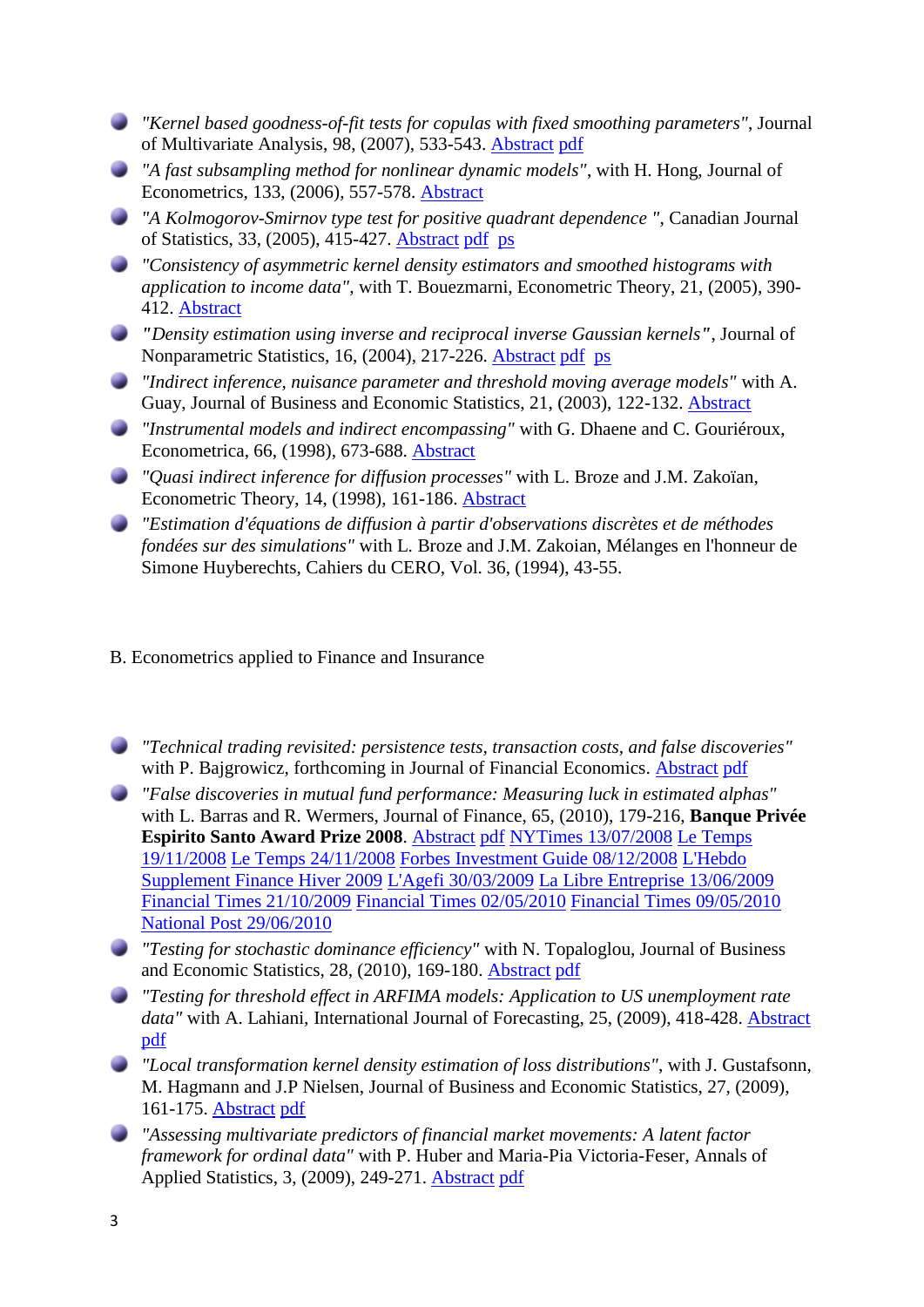- *"Kernel based goodness-of-fit tests for copulas with fixed smoothing parameters"*, Journal of Multivariate Analysis, 98, (2007), 533-543. Abstract pdf
- *"A fast subsampling method for nonlinear dynamic models"*, with H. Hong, Journal of Econometrics, 133, (2006), 557-578. Abstract
- *"A Kolmogorov-Smirnov type test for positive quadrant dependence "*, Canadian Journal of Statistics, 33, (2005), 415-427. Abstract pdf ps
- *"Consistency of asymmetric kernel density estimators and smoothed histograms with application to income data"*, with T. Bouezmarni, Econometric Theory, 21, (2005), 390-412. Abstract
- *"Density estimation using inverse and reciprocal inverse Gaussian kernels"*, Journal of Nonparametric Statistics, 16, (2004), 217-226. Abstract pdf ps
- *"Indirect inference, nuisance parameter and threshold moving average models"* with A. Guay, Journal of Business and Economic Statistics, 21, (2003), 122-132. Abstract
- *"Instrumental models and indirect encompassing"* with G. Dhaene and C. Gouriéroux, Econometrica, 66, (1998), 673-688. Abstract
- *"Quasi indirect inference for diffusion processes"* with L. Broze and J.M. Zakoïan, Econometric Theory, 14, (1998), 161-186. Abstract
- *"Estimation d'équations de diffusion à partir d'observations discrètes et de méthodes fondées sur des simulations"* with L. Broze and J.M. Zakoian, Mélanges en l'honneur de Simone Huyberechts, Cahiers du CERO, Vol. 36, (1994), 43-55.

B. Econometrics applied to Finance and Insurance

- *"Technical trading revisited: persistence tests, transaction costs, and false discoveries"* with P. Bajgrowicz, forthcoming in Journal of Financial Economics. Abstract pdf
- *"False discoveries in mutual fund performance: Measuring luck in estimated alphas"* with L. Barras and R. Wermers, Journal of Finance, 65, (2010), 179-216, **Banque Privée Espirito Santo Award Prize 2008**. Abstract pdf NYTimes 13/07/2008 Le Temps 19/11/2008 Le Temps 24/11/2008 Forbes Investment Guide 08/12/2008 L'Hebdo Supplement Finance Hiver 2009 L'Agefi 30/03/2009 La Libre Entreprise 13/06/2009 Financial Times 21/10/2009 Financial Times 02/05/2010 Financial Times 09/05/2010 National Post 29/06/2010
- *"Testing for stochastic dominance efficiency"* with N. Topaloglou, Journal of Business and Economic Statistics, 28, (2010), 169-180. Abstract pdf
- *"Testing for threshold effect in ARFIMA models: Application to US unemployment rate data"* with A. Lahiani, International Journal of Forecasting, 25, (2009), 418-428. Abstract pdf
- *"Local transformation kernel density estimation of loss distributions"*, with J. Gustafsonn, M. Hagmann and J.P Nielsen, Journal of Business and Economic Statistics, 27, (2009), 161-175. Abstract pdf
- *"Assessing multivariate predictors of financial market movements: A latent factor framework for ordinal data"* with P. Huber and Maria-Pia Victoria-Feser, Annals of Applied Statistics, 3, (2009), 249-271. Abstract pdf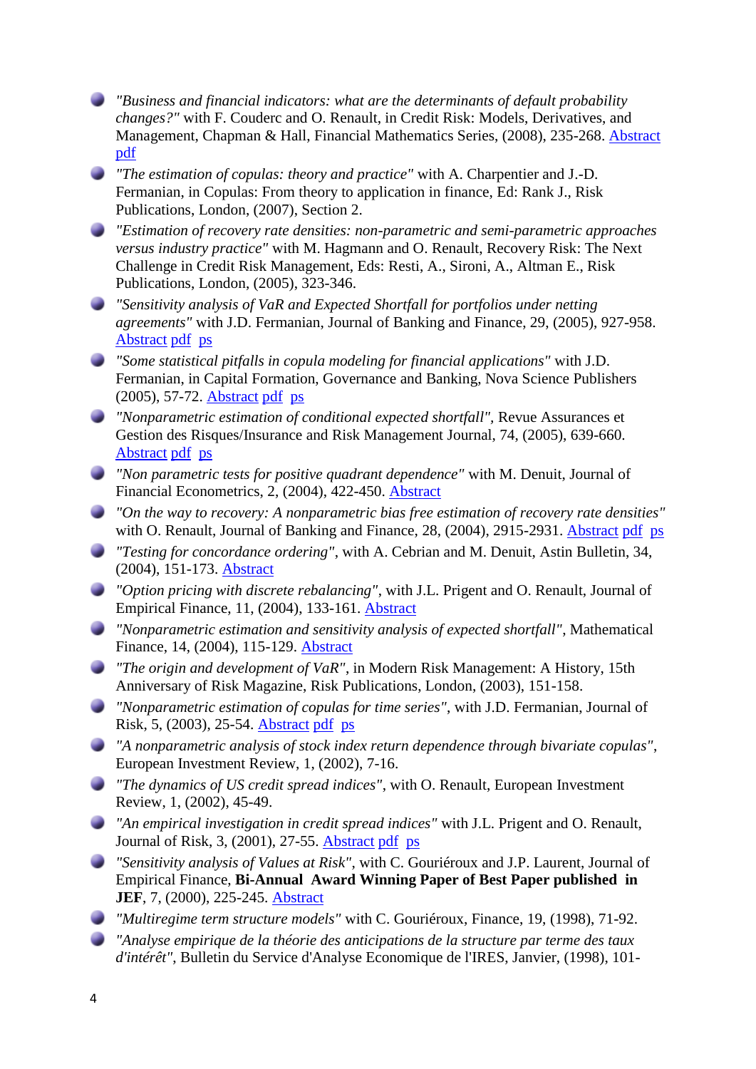- *"Business and financial indicators: what are the determinants of default probability changes?"* with F. Couderc and O. Renault, in Credit Risk: Models, Derivatives, and Management, Chapman & Hall, Financial Mathematics Series, (2008), 235-268. Abstract pdf
- *"The estimation of copulas: theory and practice"* with A. Charpentier and J.-D. Fermanian, in Copulas: From theory to application in finance, Ed: Rank J., Risk Publications, London, (2007), Section 2.
- *"Estimation of recovery rate densities: non-parametric and semi-parametric approaches versus industry practice"* with M. Hagmann and O. Renault, Recovery Risk: The Next Challenge in Credit Risk Management, Eds: Resti, A., Sironi, A., Altman E., Risk Publications, London, (2005), 323-346.
- *"Sensitivity analysis of VaR and Expected Shortfall for portfolios under netting agreements"* with J.D. Fermanian, Journal of Banking and Finance, 29, (2005), 927-958. Abstract pdf ps
- *"Some statistical pitfalls in copula modeling for financial applications"* with J.D. Fermanian, in Capital Formation, Governance and Banking, Nova Science Publishers (2005), 57-72. Abstract pdf ps
- *"Nonparametric estimation of conditional expected shortfall"*, Revue Assurances et Gestion des Risques/Insurance and Risk Management Journal, 74, (2005), 639-660. Abstract pdf ps
- *"Non parametric tests for positive quadrant dependence"* with M. Denuit, Journal of Financial Econometrics, 2, (2004), 422-450. Abstract
- *"On the way to recovery: A nonparametric bias free estimation of recovery rate densities"* with O. Renault, Journal of Banking and Finance, 28, (2004), 2915-2931. Abstract pdf ps
- *"Testing for concordance ordering"*, with A. Cebrian and M. Denuit, Astin Bulletin, 34, (2004), 151-173. Abstract
- *"Option pricing with discrete rebalancing"*, with J.L. Prigent and O. Renault, Journal of Empirical Finance, 11, (2004), 133-161. Abstract
- *"Nonparametric estimation and sensitivity analysis of expected shortfall"*, Mathematical Finance, 14, (2004), 115-129. Abstract
- *"The origin and development of VaR"*, in Modern Risk Management: A History, 15th Anniversary of Risk Magazine, Risk Publications, London, (2003), 151-158.
- *"Nonparametric estimation of copulas for time series"*, with J.D. Fermanian, Journal of Risk, 5, (2003), 25-54. Abstract pdf ps
- *"A nonparametric analysis of stock index return dependence through bivariate copulas"*, European Investment Review, 1, (2002), 7-16.
- *"The dynamics of US credit spread indices"*, with O. Renault, European Investment Review, 1, (2002), 45-49.
- *"An empirical investigation in credit spread indices"* with J.L. Prigent and O. Renault, Journal of Risk, 3, (2001), 27-55. Abstract pdf ps
- *"Sensitivity analysis of Values at Risk"*, with C. Gouriéroux and J.P. Laurent, Journal of Empirical Finance, **Bi-Annual Award Winning Paper of Best Paper published in JEF**, 7, (2000), 225-245. Abstract
- *"Multiregime term structure models"* with C. Gouriéroux, Finance, 19, (1998), 71-92.
- *"Analyse empirique de la théorie des anticipations de la structure par terme des taux d'intérêt"*, Bulletin du Service d'Analyse Economique de l'IRES, Janvier, (1998), 101-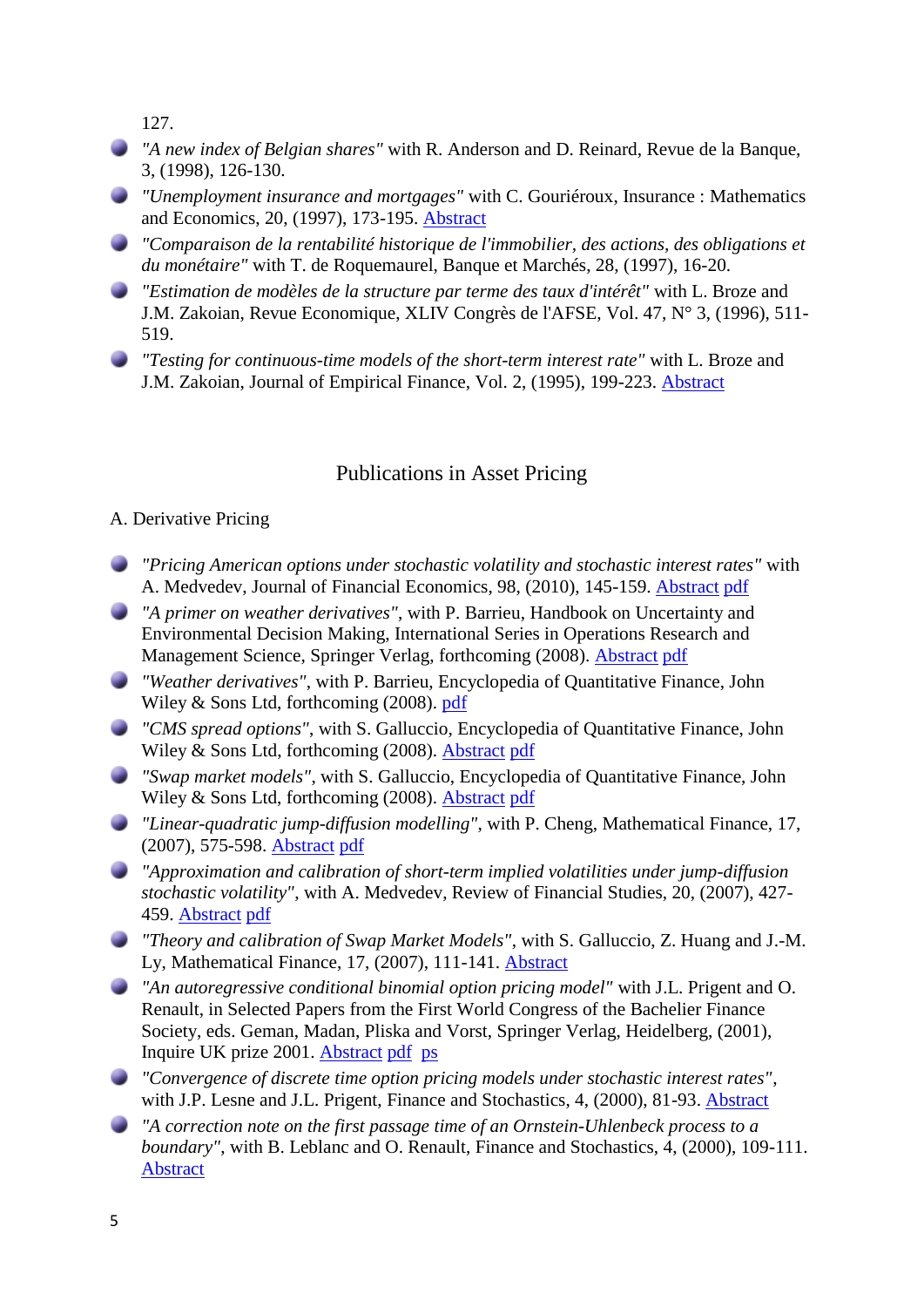127.

- *"A new index of Belgian shares"* with R. Anderson and D. Reinard, Revue de la Banque, 3, (1998), 126-130.
- *"Unemployment insurance and mortgages"* with C. Gouriéroux, Insurance : Mathematics and Economics, 20, (1997), 173-195. Abstract
- *"Comparaison de la rentabilité historique de l'immobilier, des actions, des obligations et du monétaire"* with T. de Roquemaurel, Banque et Marchés, 28, (1997), 16-20.
- *"Estimation de modèles de la structure par terme des taux d'intérêt"* with L. Broze and J.M. Zakoian, Revue Economique, XLIV Congrès de l'AFSE, Vol. 47, N° 3, (1996), 511-519.
- *"Testing for continuous-time models of the short-term interest rate"* with L. Broze and J.M. Zakoian, Journal of Empirical Finance, Vol. 2, (1995), 199-223. Abstract

## Publications in Asset Pricing

### A. Derivative Pricing

- *"Pricing American options under stochastic volatility and stochastic interest rates"* with A. Medvedev, Journal of Financial Economics, 98, (2010), 145-159. Abstract pdf
- *"A primer on weather derivatives"*, with P. Barrieu, Handbook on Uncertainty and Environmental Decision Making, International Series in Operations Research and Management Science, Springer Verlag, forthcoming (2008). Abstract pdf
- *"Weather derivatives"*, with P. Barrieu, Encyclopedia of Quantitative Finance, John Wiley & Sons Ltd, forthcoming (2008). pdf
- *"CMS spread options"*, with S. Galluccio, Encyclopedia of Quantitative Finance, John Wiley & Sons Ltd, forthcoming (2008). Abstract pdf
- *"Swap market models"*, with S. Galluccio, Encyclopedia of Quantitative Finance, John Wiley & Sons Ltd, forthcoming (2008). Abstract pdf
- *"Linear-quadratic jump-diffusion modelling"*, with P. Cheng, Mathematical Finance, 17, (2007), 575-598. Abstract pdf
- *"Approximation and calibration of short-term implied volatilities under jump-diffusion stochastic volatility"*, with A. Medvedev, Review of Financial Studies, 20, (2007), 427-459. Abstract pdf
- *"Theory and calibration of Swap Market Models"*, with S. Galluccio, Z. Huang and J.-M. Ly, Mathematical Finance, 17, (2007), 111-141. Abstract
- *"An autoregressive conditional binomial option pricing model"* with J.L. Prigent and O. Renault, in Selected Papers from the First World Congress of the Bachelier Finance Society, eds. Geman, Madan, Pliska and Vorst, Springer Verlag, Heidelberg, (2001), Inquire UK prize 2001. Abstract pdf ps
- *"Convergence of discrete time option pricing models under stochastic interest rates"*, with J.P. Lesne and J.L. Prigent, Finance and Stochastics, 4, (2000), 81-93. Abstract
- *"A correction note on the first passage time of an Ornstein-Uhlenbeck process to a boundary"*, with B. Leblanc and O. Renault, Finance and Stochastics, 4, (2000), 109-111. Abstract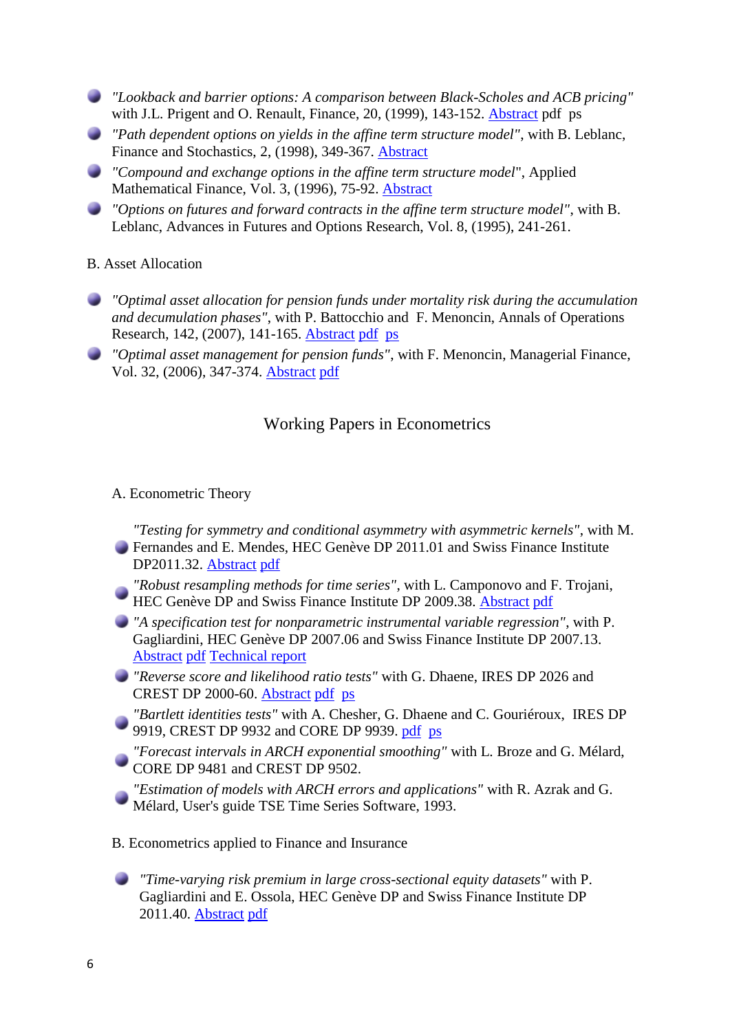- *"Lookback and barrier options: A comparison between Black-Scholes and ACB pricing"* with J.L. Prigent and O. Renault, Finance, 20, (1999), 143-152. Abstract pdf ps
- *"Path dependent options on yields in the affine term structure model"*, with B. Leblanc, Finance and Stochastics, 2, (1998), 349-367. Abstract
- *"Compound and exchange options in the affine term structure model*", Applied Mathematical Finance, Vol. 3, (1996), 75-92. Abstract
- *"Options on futures and forward contracts in the affine term structure model"*, with B. Leblanc, Advances in Futures and Options Research, Vol. 8, (1995), 241-261.

B. Asset Allocation

- *"Optimal asset allocation for pension funds under mortality risk during the accumulation and decumulation phases"*, with P. Battocchio and F. Menoncin, Annals of Operations Research, 142, (2007), 141-165. Abstract pdf ps
- *"Optimal asset management for pension funds"*, with F. Menoncin, Managerial Finance, Vol. 32, (2006), 347-374. Abstract pdf

## Working Papers in Econometrics

A. Econometric Theory

- *"Testing for symmetry and conditional asymmetry with asymmetric kernels"*, with M. Fernandes and E. Mendes, HEC Genève DP 2011.01 and Swiss Finance Institute DP2011.32. Abstract pdf
- *"Robust resampling methods for time series"*, with L. Camponovo and F. Trojani, HEC Genève DP and Swiss Finance Institute DP 2009.38. Abstract pdf
- *"A specification test for nonparametric instrumental variable regression"*, with P. Gagliardini, HEC Genève DP 2007.06 and Swiss Finance Institute DP 2007.13. Abstract pdf Technical report
- *"Reverse score and likelihood ratio tests"* with G. Dhaene, IRES DP 2026 and CREST DP 2000-60. Abstract pdf ps
- *"Bartlett identities tests"* with A. Chesher, G. Dhaene and C. Gouriéroux, IRES DP 9919, CREST DP 9932 and CORE DP 9939. pdf ps
- *"Forecast intervals in ARCH exponential smoothing"* with L. Broze and G. Mélard, CORE DP 9481 and CREST DP 9502.
- *"Estimation of models with ARCH errors and applications"* with R. Azrak and G. Mélard, User's guide TSE Time Series Software, 1993.

B. Econometrics applied to Finance and Insurance

- *"Time-varying risk premium in large cross-sectional equity datasets"* with P. Gagliardini and E. Ossola, HEC Genève DP and Swiss Finance Institute DP 2011.40. Abstract pdf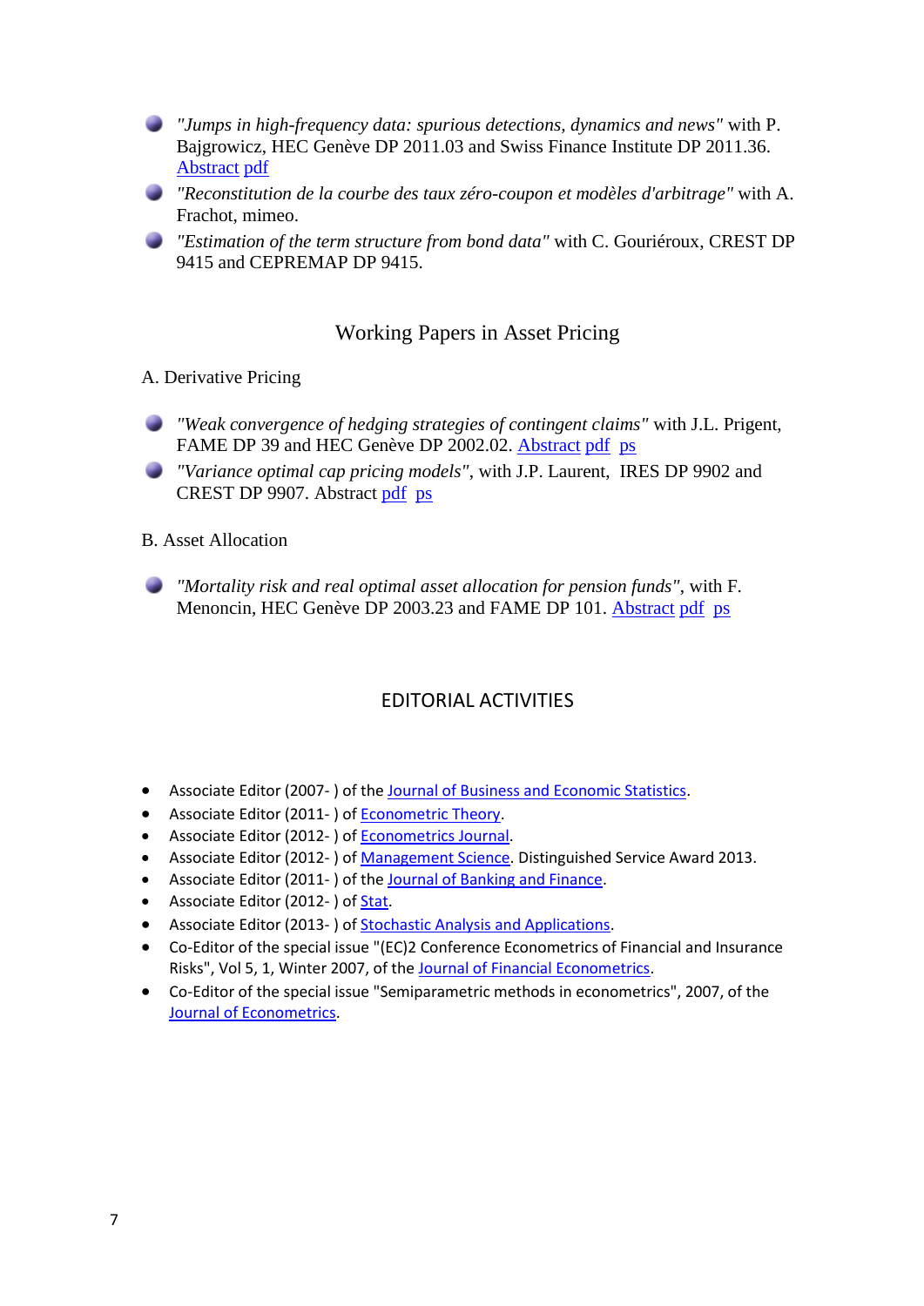- *"Jumps in high-frequency data: spurious detections, dynamics and news"* with P. Bajgrowicz, HEC Genève DP 2011.03 and Swiss Finance Institute DP 2011.36. Abstract pdf
- *"Reconstitution de la courbe des taux zéro-coupon et modèles d'arbitrage"* with A. Frachot, mimeo.
- *"Estimation of the term structure from bond data"* with C. Gouriéroux, CREST DP 9415 and CEPREMAP DP 9415.

## Working Papers in Asset Pricing

A. Derivative Pricing

- *"Weak convergence of hedging strategies of contingent claims"* with J.L. Prigent, FAME DP 39 and HEC Genève DP 2002.02. Abstract pdf ps
- *"Variance optimal cap pricing models"*, with J.P. Laurent, IRES DP 9902 and CREST DP 9907. Abstract pdf ps

B. Asset Allocation

- *"Mortality risk and real optimal asset allocation for pension funds"*, with F. Menoncin, HEC Genève DP 2003.23 and FAME DP 101. Abstract pdf ps

## EDITORIAL ACTIVITIES

- Associate Editor (2007- ) of the Journal of Business and Economic Statistics.
- Associate Editor (2011- ) of Econometric Theory.
- Associate Editor (2012- ) of Econometrics Journal.
- Associate Editor (2012- ) of Management Science. Distinguished Service Award 2013.
- Associate Editor (2011- ) of the Journal of Banking and Finance.
- Associate Editor (2012- ) of Stat.
- Associate Editor (2013- ) of Stochastic Analysis and Applications.
- Co-Editor of the special issue "(EC)2 Conference Econometrics of Financial and Insurance Risks", Vol 5, 1, Winter 2007, of the Journal of Financial Econometrics.
- Co-Editor of the special issue "Semiparametric methods in econometrics", 2007, of the Journal of Econometrics.